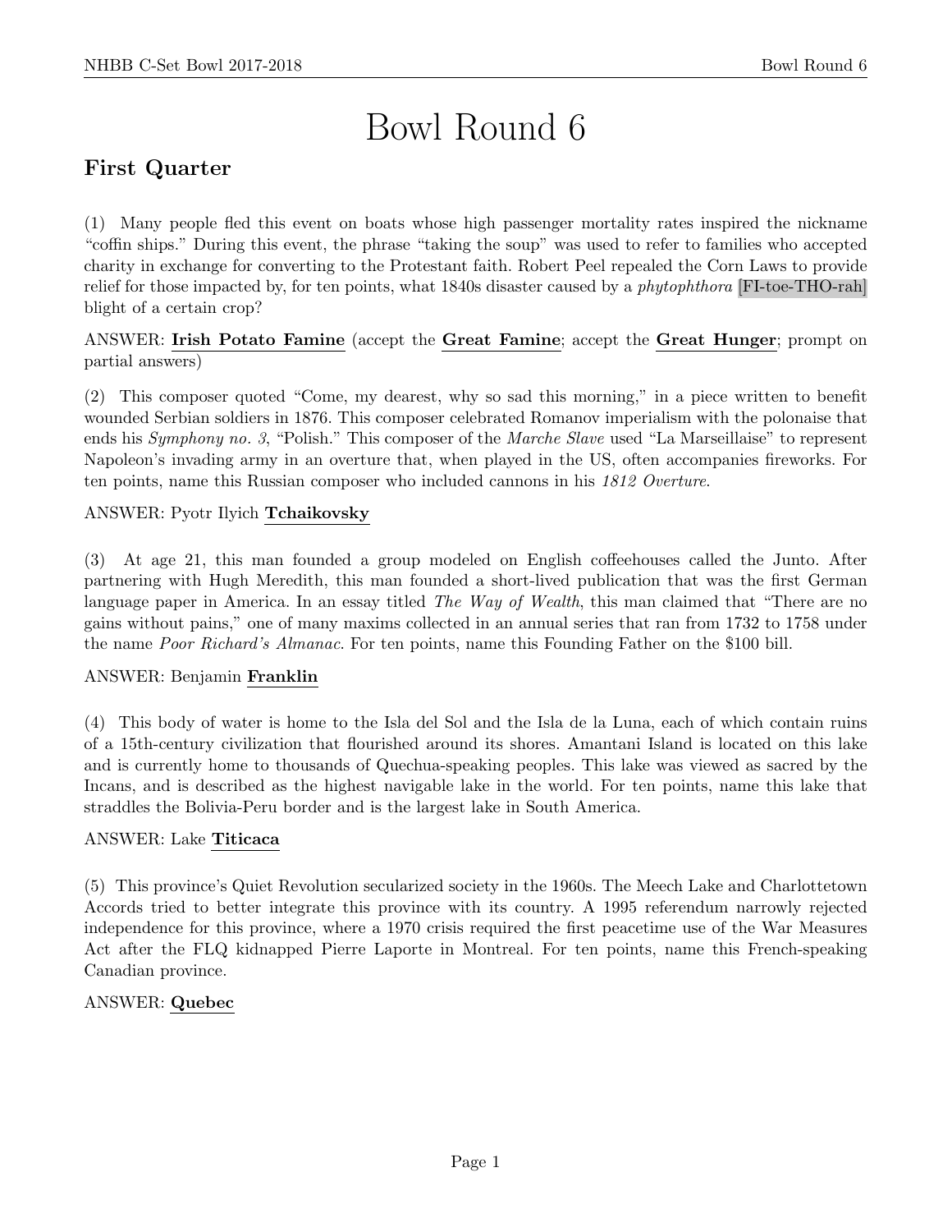# Bowl Round 6

## First Quarter

(1) Many people fled this event on boats whose high passenger mortality rates inspired the nickname "coffin ships." During this event, the phrase "taking the soup" was used to refer to families who accepted charity in exchange for converting to the Protestant faith. Robert Peel repealed the Corn Laws to provide relief for those impacted by, for ten points, what 1840s disaster caused by a *phytophthora* [FI-toe-THO-rah] blight of a certain crop?

ANSWER: **Irish Potato Famine** (accept the **Great Famine**; accept the **Great Hunger**; prompt on partial answers)

(2) This composer quoted "Come, my dearest, why so sad this morning," in a piece written to benefit wounded Serbian soldiers in 1876. This composer celebrated Romanov imperialism with the polonaise that ends his *Symphony no. 3*, "Polish." This composer of the *Marche Slave* used "La Marseillaise" to represent Napoleon's invading army in an overture that, when played in the US, often accompanies fireworks. For ten points, name this Russian composer who included cannons in his *1812 Overture*.

ANSWER: Pyotr Ilyich **Tchaikovsky**

(3) At age 21, this man founded a group modeled on English coffeehouses called the Junto. After partnering with Hugh Meredith, this man founded a short-lived publication that was the first German language paper in America. In an essay titled *The Way of Wealth*, this man claimed that "There are no gains without pains," one of many maxims collected in an annual series that ran from 1732 to 1758 under the name *Poor Richard's Almanac*. For ten points, name this Founding Father on the $100 bill.

ANSWER: Benjamin **Franklin**

(4) This body of water is home to the Isla del Sol and the Isla de la Luna, each of which contain ruins of a 15th-century civilization that flourished around its shores. Amantani Island is located on this lake and is currently home to thousands of Quechua-speaking peoples. This lake was viewed as sacred by the Incans, and is described as the highest navigable lake in the world. For ten points, name this lake that straddles the Bolivia-Peru border and is the largest lake in South America.

ANSWER: Lake **Titicaca**

(5) This province's Quiet Revolution secularized society in the 1960s. The Meech Lake and Charlottetown Accords tried to better integrate this province with its country. A 1995 referendum narrowly rejected independence for this province, where a 1970 crisis required the first peacetime use of the War Measures Act after the FLQ kidnapped Pierre Laporte in Montreal. For ten points, name this French-speaking Canadian province.

ANSWER: **Quebec**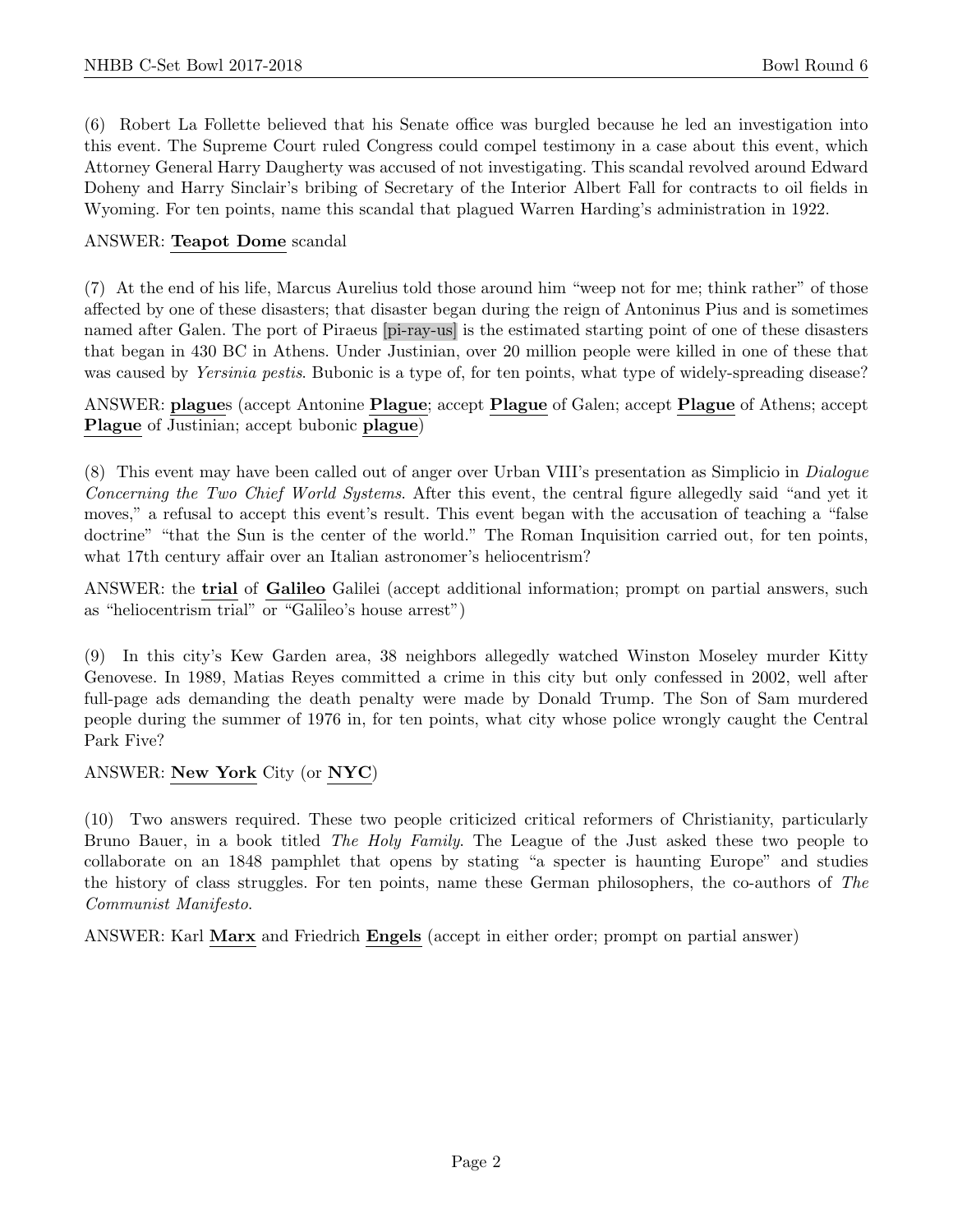(6) Robert La Follette believed that his Senate office was burgled because he led an investigation into this event. The Supreme Court ruled Congress could compel testimony in a case about this event, which Attorney General Harry Daugherty was accused of not investigating. This scandal revolved around Edward Doheny and Harry Sinclair's bribing of Secretary of the Interior Albert Fall for contracts to oil fields in Wyoming. For ten points, name this scandal that plagued Warren Harding's administration in 1922.

ANSWER: **Teapot Dome** scandal

(7) At the end of his life, Marcus Aurelius told those around him "weep not for me; think rather" of those affected by one of these disasters; that disaster began during the reign of Antoninus Pius and is sometimes named after Galen. The port of Piraeus [pi-ray-us] is the estimated starting point of one of these disasters that began in 430 BC in Athens. Under Justinian, over 20 million people were killed in one of these that was caused by *Yersinia pestis*. Bubonic is a type of, for ten points, what type of widely-spreading disease?

ANSWER: **plague**s (accept Antonine **Plague**; accept **Plague** of Galen; accept **Plague** of Athens; accept **Plague** of Justinian; accept bubonic **plague**)

(8) This event may have been called out of anger over Urban VIII's presentation as Simplicio in *Dialogue Concerning the Two Chief World Systems*. After this event, the central figure allegedly said "and yet it moves," a refusal to accept this event's result. This event began with the accusation of teaching a "false doctrine" "that the Sun is the center of the world." The Roman Inquisition carried out, for ten points, what 17th century affair over an Italian astronomer's heliocentrism?

ANSWER: the **trial** of **Galileo** Galilei (accept additional information; prompt on partial answers, such as "heliocentrism trial" or "Galileo's house arrest")

(9) In this city's Kew Garden area, 38 neighbors allegedly watched Winston Moseley murder Kitty Genovese. In 1989, Matias Reyes committed a crime in this city but only confessed in 2002, well after full-page ads demanding the death penalty were made by Donald Trump. The Son of Sam murdered people during the summer of 1976 in, for ten points, what city whose police wrongly caught the Central Park Five?

ANSWER: **New York** City (or **NYC**)

(10) Two answers required. These two people criticized critical reformers of Christianity, particularly Bruno Bauer, in a book titled *The Holy Family*. The League of the Just asked these two people to collaborate on an 1848 pamphlet that opens by stating "a specter is haunting Europe" and studies the history of class struggles. For ten points, name these German philosophers, the co-authors of *The Communist Manifesto*.

ANSWER: Karl **Marx** and Friedrich **Engels** (accept in either order; prompt on partial answer)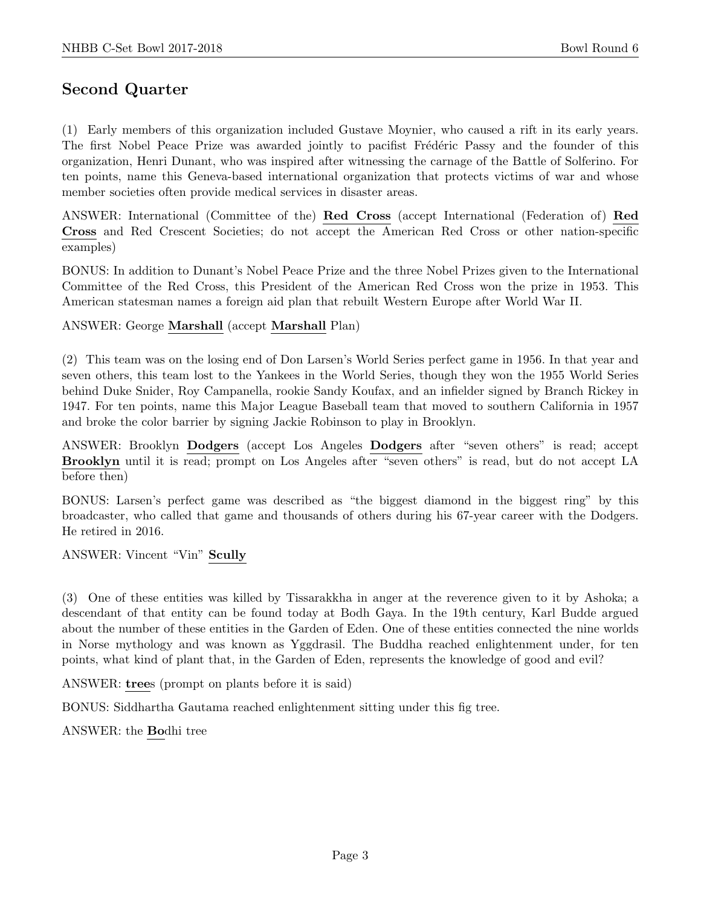## Second Quarter

(1) Early members of this organization included Gustave Moynier, who caused a rift in its early years. The first Nobel Peace Prize was awarded jointly to pacifist Frédéric Passy and the founder of this organization, Henri Dunant, who was inspired after witnessing the carnage of the Battle of Solferino. For ten points, name this Geneva-based international organization that protects victims of war and whose member societies often provide medical services in disaster areas.

ANSWER: International (Committee of the) **Red Cross** (accept International (Federation of) **Red Cross** and Red Crescent Societies; do not accept the American Red Cross or other nation-specific examples)

BONUS: In addition to Dunant's Nobel Peace Prize and the three Nobel Prizes given to the International Committee of the Red Cross, this President of the American Red Cross won the prize in 1953. This American statesman names a foreign aid plan that rebuilt Western Europe after World War II.

ANSWER: George **Marshall** (accept **Marshall** Plan)

(2) This team was on the losing end of Don Larsen's World Series perfect game in 1956. In that year and seven others, this team lost to the Yankees in the World Series, though they won the 1955 World Series behind Duke Snider, Roy Campanella, rookie Sandy Koufax, and an infielder signed by Branch Rickey in 1947. For ten points, name this Major League Baseball team that moved to southern California in 1957 and broke the color barrier by signing Jackie Robinson to play in Brooklyn.

ANSWER: Brooklyn **Dodgers** (accept Los Angeles **Dodgers** after "seven others" is read; accept **Brooklyn** until it is read; prompt on Los Angeles after "seven others" is read, but do not accept LA before then)

BONUS: Larsen's perfect game was described as "the biggest diamond in the biggest ring" by this broadcaster, who called that game and thousands of others during his 67-year career with the Dodgers. He retired in 2016.

ANSWER: Vincent "Vin" **Scully**

(3) One of these entities was killed by Tissarakkha in anger at the reverence given to it by Ashoka; a descendant of that entity can be found today at Bodh Gaya. In the 19th century, Karl Budde argued about the number of these entities in the Garden of Eden. One of these entities connected the nine worlds in Norse mythology and was known as Yggdrasil. The Buddha reached enlightenment under, for ten points, what kind of plant that, in the Garden of Eden, represents the knowledge of good and evil?

ANSWER: **tree**s (prompt on plants before it is said)

BONUS: Siddhartha Gautama reached enlightenment sitting under this fig tree.

ANSWER: the **Bo**dhi tree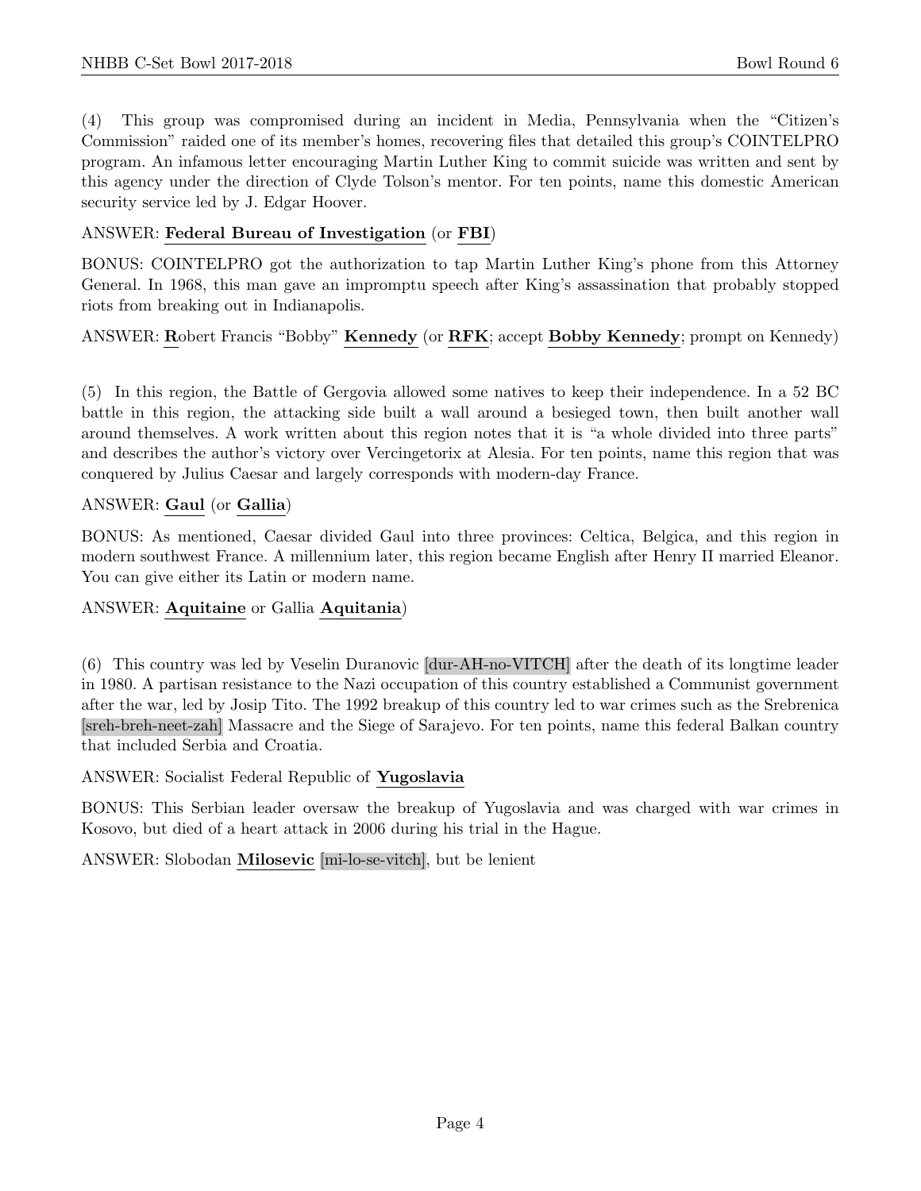(4) This group was compromised during an incident in Media, Pennsylvania when the "Citizen's Commission" raided one of its member's homes, recovering files that detailed this group's COINTELPRO program. An infamous letter encouraging Martin Luther King to commit suicide was written and sent by this agency under the direction of Clyde Tolson's mentor. For ten points, name this domestic American security service led by J. Edgar Hoover.

ANSWER: **Federal Bureau of Investigation** (or **FBI**)

BONUS: COINTELPRO got the authorization to tap Martin Luther King's phone from this Attorney General. In 1968, this man gave an impromptu speech after King's assassination that probably stopped riots from breaking out in Indianapolis.

ANSWER: **R**obert Francis "Bobby" **Kennedy** (or **RFK**; accept **Bobby Kennedy**; prompt on Kennedy)

(5) In this region, the Battle of Gergovia allowed some natives to keep their independence. In a 52 BC battle in this region, the attacking side built a wall around a besieged town, then built another wall around themselves. A work written about this region notes that it is "a whole divided into three parts" and describes the author's victory over Vercingetorix at Alesia. For ten points, name this region that was conquered by Julius Caesar and largely corresponds with modern-day France.

ANSWER: **Gaul** (or **Gallia**)

BONUS: As mentioned, Caesar divided Gaul into three provinces: Celtica, Belgica, and this region in modern southwest France. A millennium later, this region became English after Henry II married Eleanor. You can give either its Latin or modern name.

ANSWER: **Aquitaine** or Gallia **Aquitania**)

(6) This country was led by Veselin Duranovic [dur-AH-no-VITCH] after the death of its longtime leader in 1980. A partisan resistance to the Nazi occupation of this country established a Communist government after the war, led by Josip Tito. The 1992 breakup of this country led to war crimes such as the Srebrenica [sreh-breh-neet-zah] Massacre and the Siege of Sarajevo. For ten points, name this federal Balkan country that included Serbia and Croatia.

ANSWER: Socialist Federal Republic of **Yugoslavia**

BONUS: This Serbian leader oversaw the breakup of Yugoslavia and was charged with war crimes in Kosovo, but died of a heart attack in 2006 during his trial in the Hague.

ANSWER: Slobodan **Milosevic** [mi-lo-se-vitch], but be lenient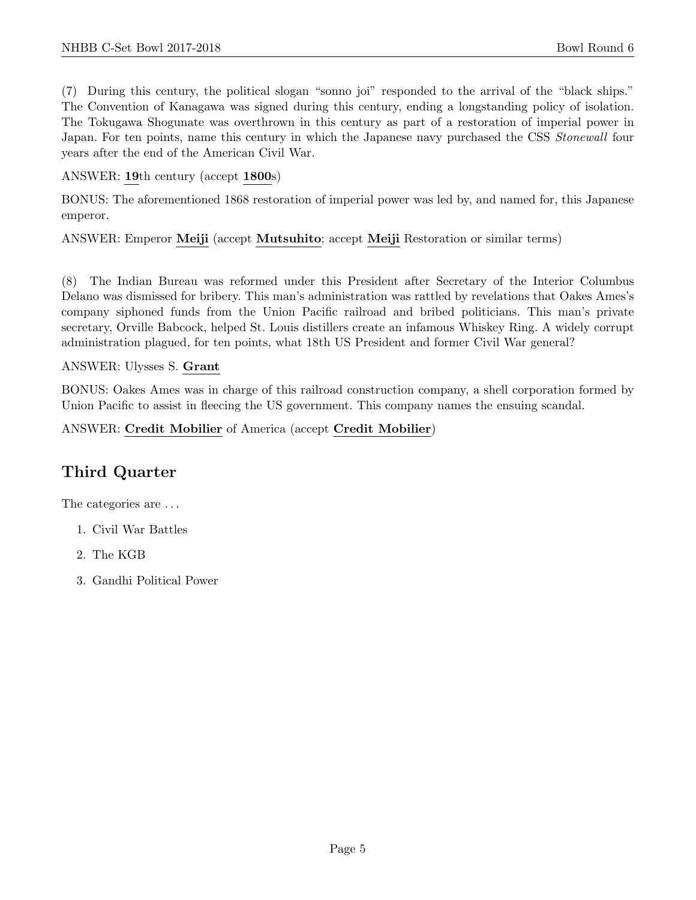(7) During this century, the political slogan "sonno joi" responded to the arrival of the "black ships." The Convention of Kanagawa was signed during this century, ending a longstanding policy of isolation. The Tokugawa Shogunate was overthrown in this century as part of a restoration of imperial power in Japan. For ten points, name this century in which the Japanese navy purchased the CSS *Stonewall* four years after the end of the American Civil War.

ANSWER: **19**th century (accept **1800**s)

BONUS: The aforementioned 1868 restoration of imperial power was led by, and named for, this Japanese emperor.

ANSWER: Emperor **Meiji** (accept **Mutsuhito**; accept **Meiji** Restoration or similar terms)

(8) The Indian Bureau was reformed under this President after Secretary of the Interior Columbus Delano was dismissed for bribery. This man's administration was rattled by revelations that Oakes Ames's company siphoned funds from the Union Pacific railroad and bribed politicians. This man's private secretary, Orville Babcock, helped St. Louis distillers create an infamous Whiskey Ring. A widely corrupt administration plagued, for ten points, what 18th US President and former Civil War general?

ANSWER: Ulysses S. **Grant**

BONUS: Oakes Ames was in charge of this railroad construction company, a shell corporation formed by Union Pacific to assist in fleecing the US government. This company names the ensuing scandal.

ANSWER: **Credit Mobilier** of America (accept **Credit Mobilier**)

## Third Quarter

The categories are ...

1. Civil War Battles
2. The KGB
3. Gandhi Political Power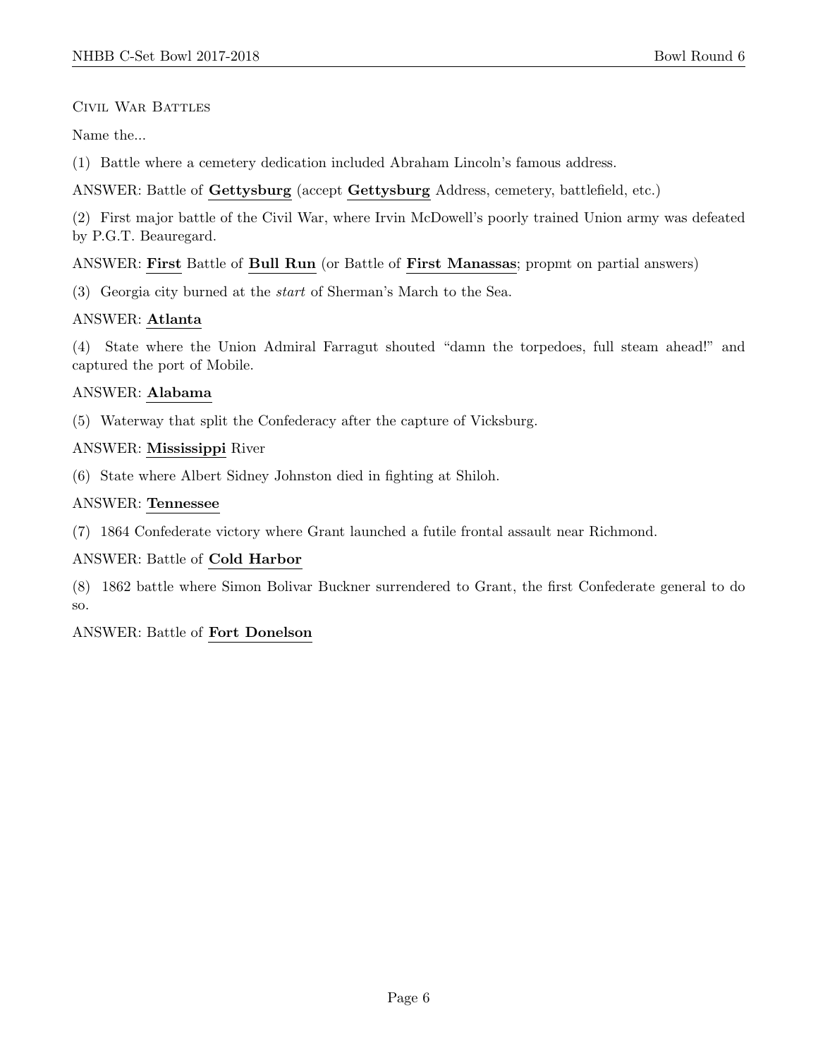Civil War Battles

Name the...

(1) Battle where a cemetery dedication included Abraham Lincoln's famous address.

ANSWER: Battle of **Gettysburg** (accept **Gettysburg** Address, cemetery, battlefield, etc.)

(2) First major battle of the Civil War, where Irvin McDowell's poorly trained Union army was defeated by P.G.T. Beauregard.

ANSWER: **First** Battle of **Bull Run** (or Battle of **First Manassas**; propmt on partial answers)

(3) Georgia city burned at the *start* of Sherman's March to the Sea.

ANSWER: **Atlanta**

(4) State where the Union Admiral Farragut shouted "damn the torpedoes, full steam ahead!" and captured the port of Mobile.

ANSWER: **Alabama**

(5) Waterway that split the Confederacy after the capture of Vicksburg.

ANSWER: **Mississippi** River

(6) State where Albert Sidney Johnston died in fighting at Shiloh.

ANSWER: **Tennessee**

(7) 1864 Confederate victory where Grant launched a futile frontal assault near Richmond.

ANSWER: Battle of **Cold Harbor**

(8) 1862 battle where Simon Bolivar Buckner surrendered to Grant, the first Confederate general to do so.

ANSWER: Battle of **Fort Donelson**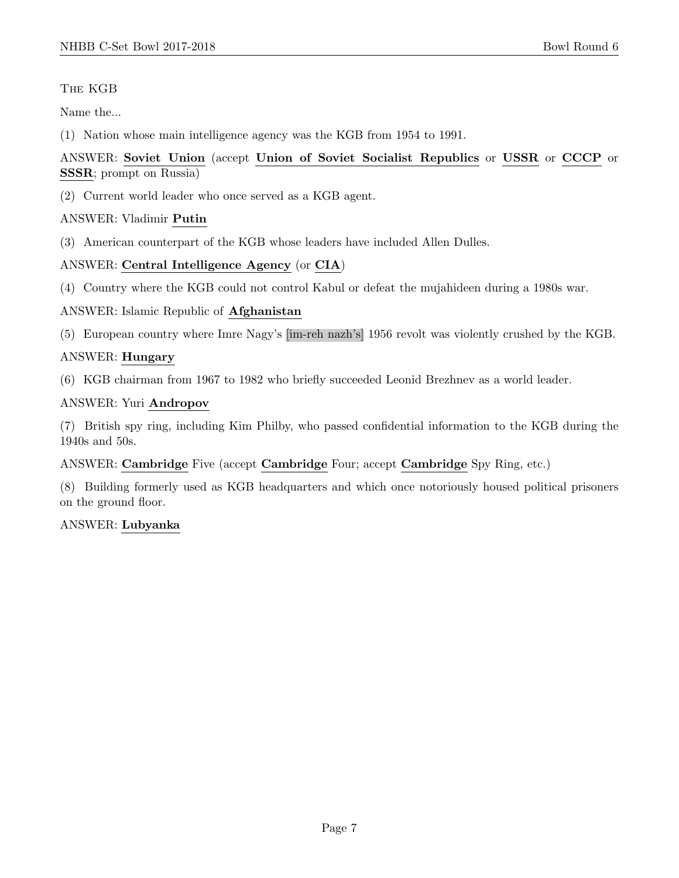The KGB

Name the...

(1) Nation whose main intelligence agency was the KGB from 1954 to 1991.

ANSWER: **Soviet Union** (accept **Union of Soviet Socialist Republics** or **USSR** or **CCCP** or **SSSR**; prompt on Russia)

(2) Current world leader who once served as a KGB agent.

ANSWER: Vladimir **Putin**

(3) American counterpart of the KGB whose leaders have included Allen Dulles.

ANSWER: **Central Intelligence Agency** (or **CIA**)

(4) Country where the KGB could not control Kabul or defeat the mujahideen during a 1980s war.

ANSWER: Islamic Republic of **Afghanistan**

(5) European country where Imre Nagy's [im-reh nazh's] 1956 revolt was violently crushed by the KGB.

ANSWER: **Hungary**

(6) KGB chairman from 1967 to 1982 who briefly succeeded Leonid Brezhnev as a world leader.

ANSWER: Yuri **Andropov**

(7) British spy ring, including Kim Philby, who passed confidential information to the KGB during the 1940s and 50s.

ANSWER: **Cambridge** Five (accept **Cambridge** Four; accept **Cambridge** Spy Ring, etc.)

(8) Building formerly used as KGB headquarters and which once notoriously housed political prisoners on the ground floor.

ANSWER: **Lubyanka**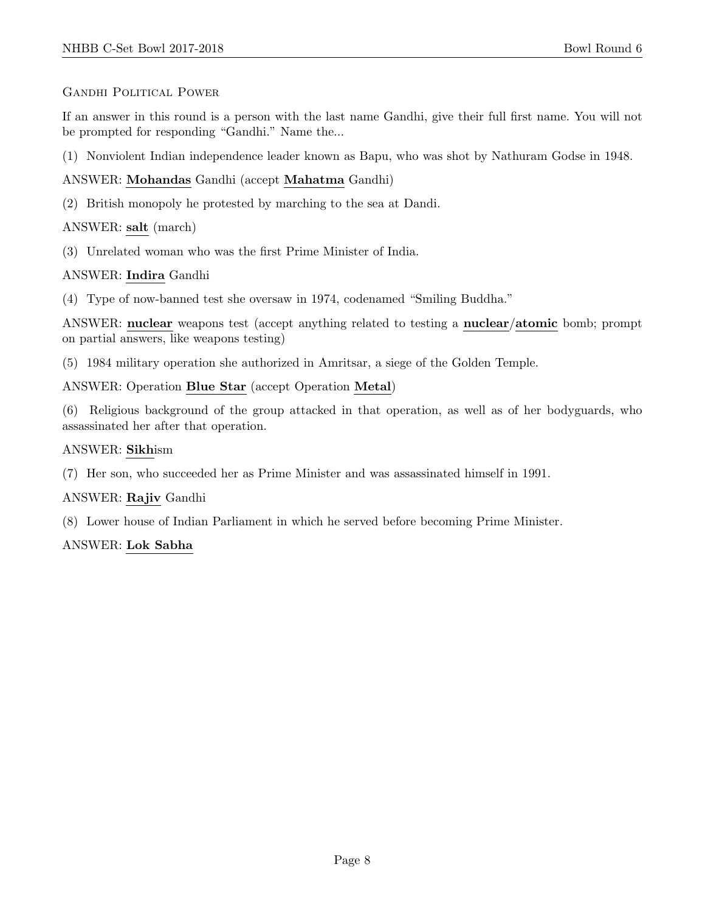## Gandhi Political Power

If an answer in this round is a person with the last name Gandhi, give their full first name. You will not be prompted for responding "Gandhi." Name the...

(1) Nonviolent Indian independence leader known as Bapu, who was shot by Nathuram Godse in 1948.

ANSWER: **Mohandas** Gandhi (accept **Mahatma** Gandhi)

(2) British monopoly he protested by marching to the sea at Dandi.

ANSWER: **salt** (march)

(3) Unrelated woman who was the first Prime Minister of India.

ANSWER: **Indira** Gandhi

(4) Type of now-banned test she oversaw in 1974, codenamed "Smiling Buddha."

ANSWER: **nuclear** weapons test (accept anything related to testing a **nuclear**/**atomic** bomb; prompt on partial answers, like weapons testing)

(5) 1984 military operation she authorized in Amritsar, a siege of the Golden Temple.

ANSWER: Operation **Blue Star** (accept Operation **Metal**)

(6) Religious background of the group attacked in that operation, as well as of her bodyguards, who assassinated her after that operation.

ANSWER: **Sikh**ism

(7) Her son, who succeeded her as Prime Minister and was assassinated himself in 1991.

ANSWER: **Rajiv** Gandhi

(8) Lower house of Indian Parliament in which he served before becoming Prime Minister.

ANSWER: **Lok Sabha**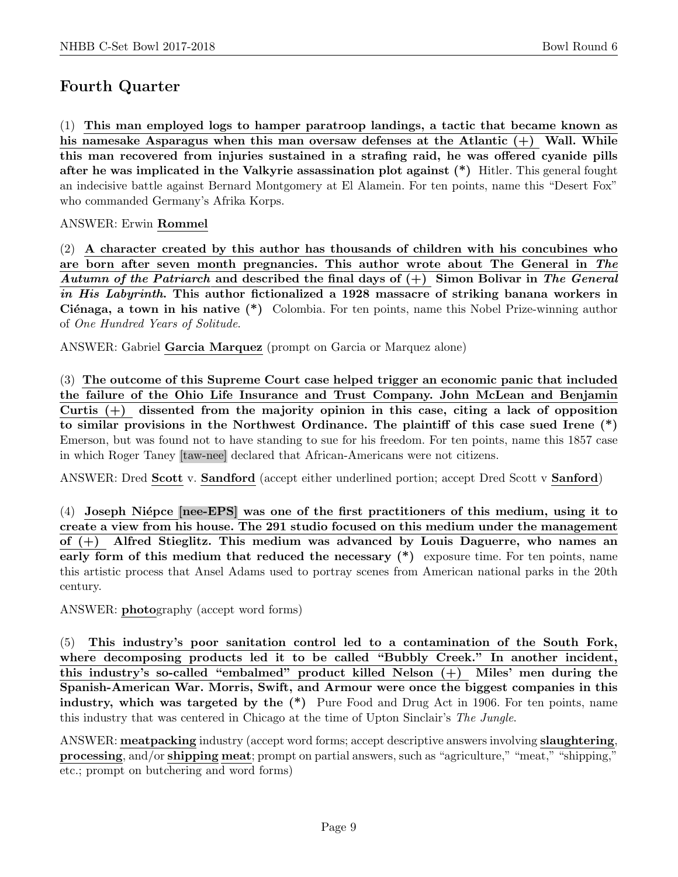## Fourth Quarter

(1) **This man employed logs to hamper paratroop landings, a tactic that became known as his namesake Asparagus when this man oversaw defenses at the Atlantic (+) Wall. While this man recovered from injuries sustained in a strafing raid, he was offered cyanide pills after he was implicated in the Valkyrie assassination plot against (\*)** Hitler. This general fought an indecisive battle against Bernard Montgomery at El Alamein. For ten points, name this "Desert Fox" who commanded Germany's Afrika Korps.

ANSWER: Erwin **Rommel**

(2) **A character created by this author has thousands of children with his concubines who are born after seven month pregnancies. This author wrote about The General in *The Autumn of the Patriarch* and described the final days of (+) Simon Bolivar in *The General in His Labyrinth*. This author fictionalized a 1928 massacre of striking banana workers in Ciénaga, a town in his native (\*)** Colombia. For ten points, name this Nobel Prize-winning author of *One Hundred Years of Solitude*.

ANSWER: Gabriel **Garcia Marquez** (prompt on Garcia or Marquez alone)

(3) **The outcome of this Supreme Court case helped trigger an economic panic that included the failure of the Ohio Life Insurance and Trust Company. John McLean and Benjamin Curtis (+) dissented from the majority opinion in this case, citing a lack of opposition to similar provisions in the Northwest Ordinance. The plaintiff of this case sued Irene (\*)** Emerson, but was found not to have standing to sue for his freedom. For ten points, name this 1857 case in which Roger Taney [taw-nee] declared that African-Americans were not citizens.

ANSWER: Dred **Scott** v. **Sandford** (accept either underlined portion; accept Dred Scott v **Sanford**)

(4) **Joseph Niépce [nee-EPS] was one of the first practitioners of this medium, using it to create a view from his house. The 291 studio focused on this medium under the management of (+) Alfred Stieglitz. This medium was advanced by Louis Daguerre, who names an early form of this medium that reduced the necessary (\*)** exposure time. For ten points, name this artistic process that Ansel Adams used to portray scenes from American national parks in the 20th century.

ANSWER: **photo**graphy (accept word forms)

(5) **This industry's poor sanitation control led to a contamination of the South Fork, where decomposing products led it to be called "Bubbly Creek." In another incident, this industry's so-called "embalmed" product killed Nelson (+) Miles' men during the Spanish-American War. Morris, Swift, and Armour were once the biggest companies in this industry, which was targeted by the (\*)** Pure Food and Drug Act in 1906. For ten points, name this industry that was centered in Chicago at the time of Upton Sinclair's *The Jungle*.

ANSWER: **meatpacking** industry (accept word forms; accept descriptive answers involving **slaughtering**, **processing**, and/or **shipping** **meat**; prompt on partial answers, such as "agriculture," "meat," "shipping," etc.; prompt on butchering and word forms)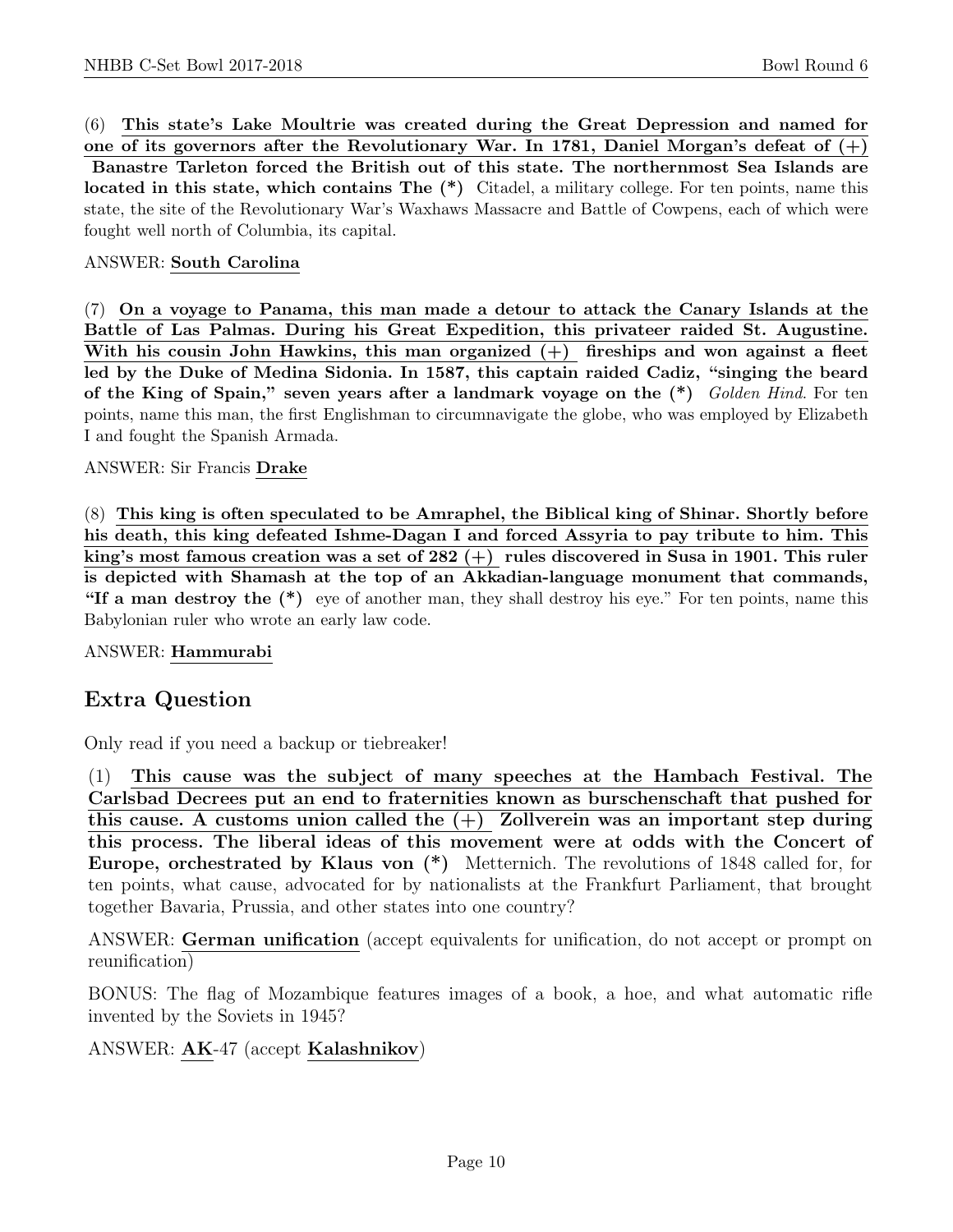(6) **This state's Lake Moultrie was created during the Great Depression and named for one of its governors after the Revolutionary War. In 1781, Daniel Morgan's defeat of (+) Banastre Tarleton forced the British out of this state. The northernmost Sea Islands are located in this state, which contains The (*)** Citadel, a military college. For ten points, name this state, the site of the Revolutionary War's Waxhaws Massacre and Battle of Cowpens, each of which were fought well north of Columbia, its capital.

ANSWER: **South Carolina**

(7) **On a voyage to Panama, this man made a detour to attack the Canary Islands at the Battle of Las Palmas. During his Great Expedition, this privateer raided St. Augustine. With his cousin John Hawkins, this man organized (+) fireships and won against a fleet led by the Duke of Medina Sidonia. In 1587, this captain raided Cadiz, "singing the beard of the King of Spain," seven years after a landmark voyage on the (*)** *Golden Hind*. For ten points, name this man, the first Englishman to circumnavigate the globe, who was employed by Elizabeth I and fought the Spanish Armada.

ANSWER: Sir Francis **Drake**

(8) **This king is often speculated to be Amraphel, the Biblical king of Shinar. Shortly before his death, this king defeated Ishme-Dagan I and forced Assyria to pay tribute to him. This king's most famous creation was a set of 282 (+) rules discovered in Susa in 1901. This ruler is depicted with Shamash at the top of an Akkadian-language monument that commands, "If a man destroy the (*)** eye of another man, they shall destroy his eye." For ten points, name this Babylonian ruler who wrote an early law code.

ANSWER: **Hammurabi**

## Extra Question

Only read if you need a backup or tiebreaker!

(1) **This cause was the subject of many speeches at the Hambach Festival. The Carlsbad Decrees put an end to fraternities known as burschenschaft that pushed for this cause. A customs union called the (+) Zollverein was an important step during this process. The liberal ideas of this movement were at odds with the Concert of Europe, orchestrated by Klaus von (*)** Metternich. The revolutions of 1848 called for, for ten points, what cause, advocated for by nationalists at the Frankfurt Parliament, that brought together Bavaria, Prussia, and other states into one country?

ANSWER: **German unification** (accept equivalents for unification, do not accept or prompt on reunification)

BONUS: The flag of Mozambique features images of a book, a hoe, and what automatic rifle invented by the Soviets in 1945?

ANSWER: **AK**-47 (accept **Kalashnikov**)